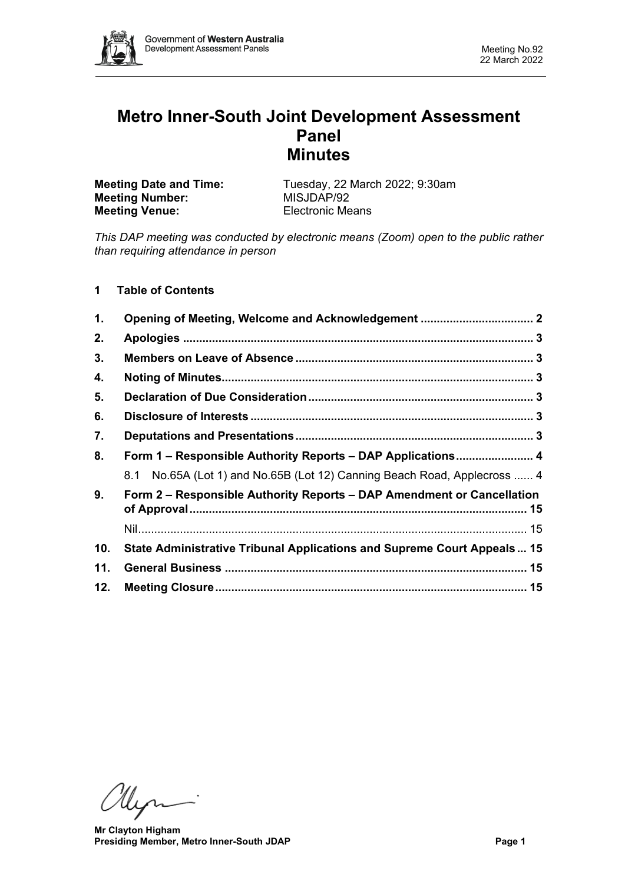# Metro Inner-South Joint Development Assessment Panel
# Minutes

**Meeting Date and Time:** Tuesday, 22 March 2022; 9:30am
**Meeting Number:** MISJDAP/92
**Meeting Venue:** Electronic Means

*This DAP meeting was conducted by electronic means (Zoom) open to the public rather than requiring attendance in person*

## 1 Table of Contents

| | | |
|---|---|---|
| **1.** | **Opening of Meeting, Welcome and Acknowledgement** | **2** |
| **2.** | **Apologies** | **3** |
| **3.** | **Members on Leave of Absence** | **3** |
| **4.** | **Noting of Minutes** | **3** |
| **5.** | **Declaration of Due Consideration** | **3** |
| **6.** | **Disclosure of Interests** | **3** |
| **7.** | **Deputations and Presentations** | **3** |
| **8.** | **Form 1 – Responsible Authority Reports – DAP Applications** | **4** |
| | 8.1 No.65A (Lot 1) and No.65B (Lot 12) Canning Beach Road, Applecross | 4 |
| **9.** | **Form 2 – Responsible Authority Reports – DAP Amendment or Cancellation of Approval** | **15** |
| | Nil | 15 |
| **10.** | **State Administrative Tribunal Applications and Supreme Court Appeals** | **15** |
| **11.** | **General Business** | **15** |
| **12.** | **Meeting Closure** | **15** |

**Mr Clayton Higham**
**Presiding Member, Metro Inner-South JDAP**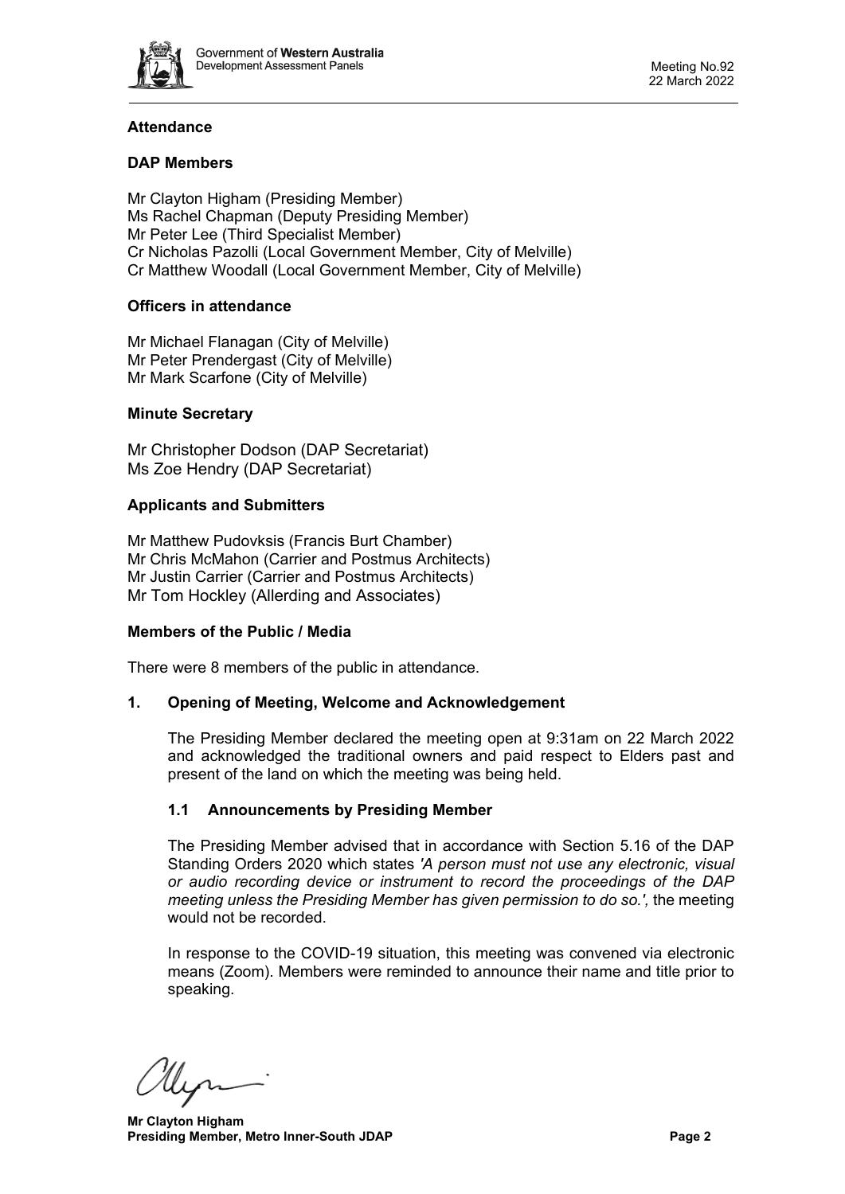**Attendance**

**DAP Members**

Mr Clayton Higham (Presiding Member)
Ms Rachel Chapman (Deputy Presiding Member)
Mr Peter Lee (Third Specialist Member)
Cr Nicholas Pazolli (Local Government Member, City of Melville)
Cr Matthew Woodall (Local Government Member, City of Melville)

**Officers in attendance**

Mr Michael Flanagan (City of Melville)
Mr Peter Prendergast (City of Melville)
Mr Mark Scarfone (City of Melville)

**Minute Secretary**

Mr Christopher Dodson (DAP Secretariat)
Ms Zoe Hendry (DAP Secretariat)

**Applicants and Submitters**

Mr Matthew Pudovksis (Francis Burt Chamber)
Mr Chris McMahon (Carrier and Postmus Architects)
Mr Justin Carrier (Carrier and Postmus Architects)
Mr Tom Hockley (Allerding and Associates)

**Members of the Public / Media**

There were 8 members of the public in attendance.

## 1. Opening of Meeting, Welcome and Acknowledgement

The Presiding Member declared the meeting open at 9:31am on 22 March 2022 and acknowledged the traditional owners and paid respect to Elders past and present of the land on which the meeting was being held.

### 1.1 Announcements by Presiding Member

The Presiding Member advised that in accordance with Section 5.16 of the DAP Standing Orders 2020 which states *'A person must not use any electronic, visual or audio recording device or instrument to record the proceedings of the DAP meeting unless the Presiding Member has given permission to do so.',* the meeting would not be recorded.

In response to the COVID-19 situation, this meeting was convened via electronic means (Zoom). Members were reminded to announce their name and title prior to speaking.

**Mr Clayton Higham**
**Presiding Member, Metro Inner-South JDAP**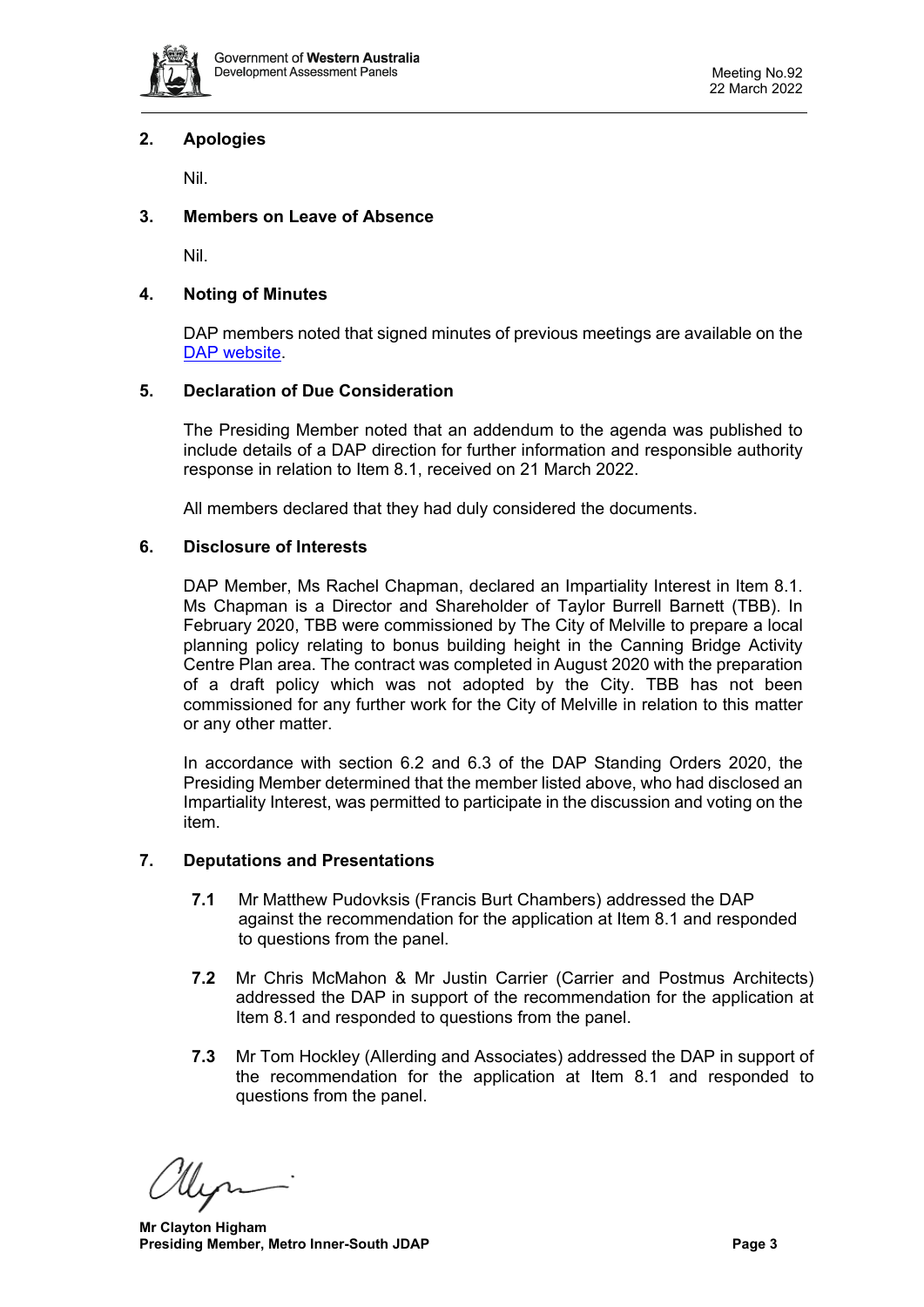## 2. Apologies

Nil.

## 3. Members on Leave of Absence

Nil.

## 4. Noting of Minutes

DAP members noted that signed minutes of previous meetings are available on the [DAP website](DAP website).

## 5. Declaration of Due Consideration

The Presiding Member noted that an addendum to the agenda was published to include details of a DAP direction for further information and responsible authority response in relation to Item 8.1, received on 21 March 2022.

All members declared that they had duly considered the documents.

## 6. Disclosure of Interests

DAP Member, Ms Rachel Chapman, declared an Impartiality Interest in Item 8.1. Ms Chapman is a Director and Shareholder of Taylor Burrell Barnett (TBB). In February 2020, TBB were commissioned by The City of Melville to prepare a local planning policy relating to bonus building height in the Canning Bridge Activity Centre Plan area. The contract was completed in August 2020 with the preparation of a draft policy which was not adopted by the City. TBB has not been commissioned for any further work for the City of Melville in relation to this matter or any other matter.

In accordance with section 6.2 and 6.3 of the DAP Standing Orders 2020, the Presiding Member determined that the member listed above, who had disclosed an Impartiality Interest, was permitted to participate in the discussion and voting on the item.

## 7. Deputations and Presentations

**7.1** Mr Matthew Pudovksis (Francis Burt Chambers) addressed the DAP against the recommendation for the application at Item 8.1 and responded to questions from the panel.

**7.2** Mr Chris McMahon & Mr Justin Carrier (Carrier and Postmus Architects) addressed the DAP in support of the recommendation for the application at Item 8.1 and responded to questions from the panel.

**7.3** Mr Tom Hockley (Allerding and Associates) addressed the DAP in support of the recommendation for the application at Item 8.1 and responded to questions from the panel.

**Mr Clayton Higham**
**Presiding Member, Metro Inner-South JDAP**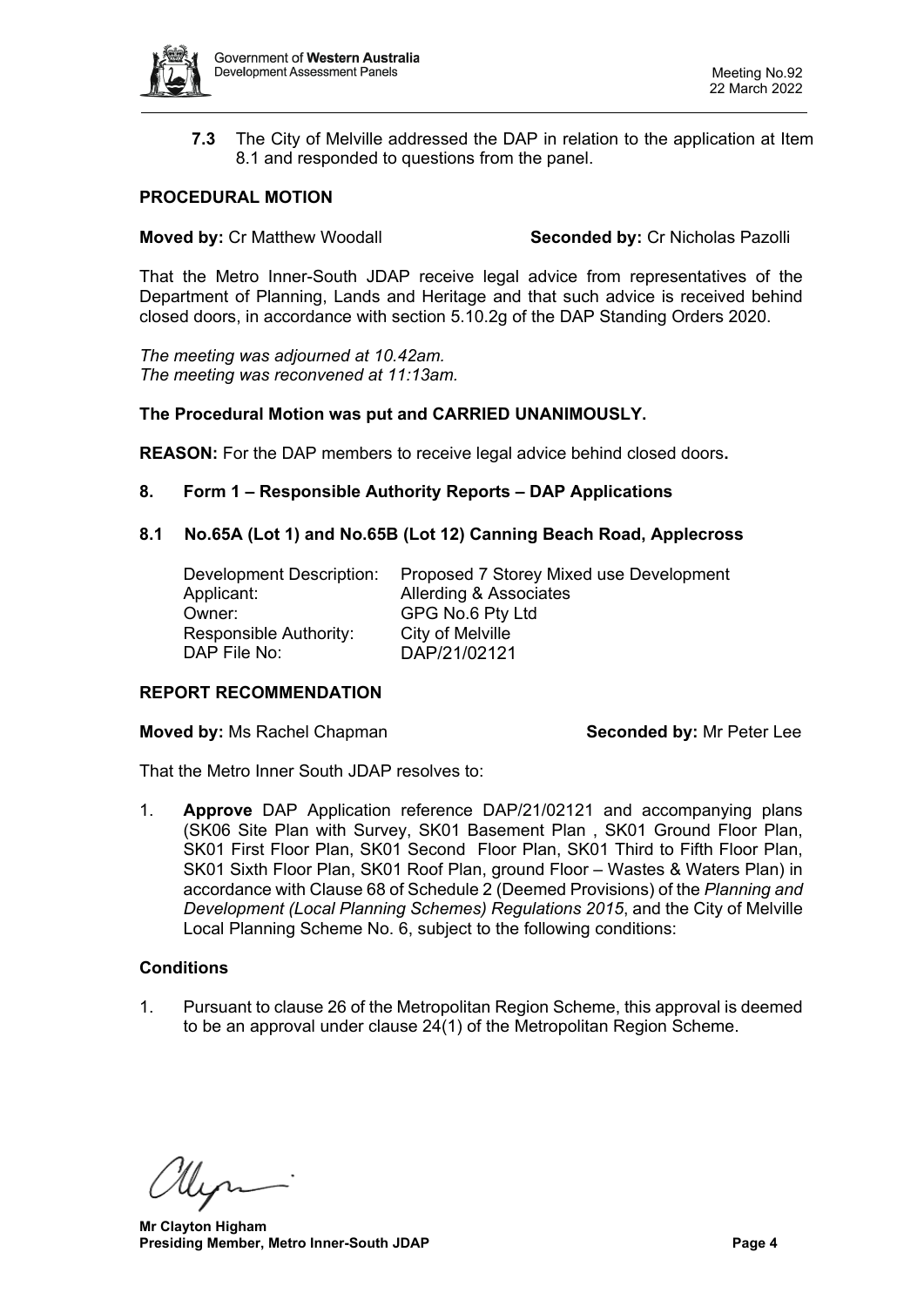**7.3** The City of Melville addressed the DAP in relation to the application at Item 8.1 and responded to questions from the panel.

**PROCEDURAL MOTION**

**Moved by:** Cr Matthew Woodall **Seconded by:** Cr Nicholas Pazolli

That the Metro Inner-South JDAP receive legal advice from representatives of the Department of Planning, Lands and Heritage and that such advice is received behind closed doors, in accordance with section 5.10.2g of the DAP Standing Orders 2020.

*The meeting was adjourned at 10.42am.*
*The meeting was reconvened at 11:13am.*

**The Procedural Motion was put and CARRIED UNANIMOUSLY.**

**REASON:** For the DAP members to receive legal advice behind closed doors**.**

## 8. Form 1 – Responsible Authority Reports – DAP Applications

### 8.1 No.65A (Lot 1) and No.65B (Lot 12) Canning Beach Road, Applecross

| | |
|---|---|
| Development Description: | Proposed 7 Storey Mixed use Development |
| Applicant: | Allerding & Associates |
| Owner: | GPG No.6 Pty Ltd |
| Responsible Authority: | City of Melville |
| DAP File No: | DAP/21/02121 |

**REPORT RECOMMENDATION**

**Moved by:** Ms Rachel Chapman **Seconded by:** Mr Peter Lee

That the Metro Inner South JDAP resolves to:

1. **Approve** DAP Application reference DAP/21/02121 and accompanying plans (SK06 Site Plan with Survey, SK01 Basement Plan , SK01 Ground Floor Plan, SK01 First Floor Plan, SK01 Second Floor Plan, SK01 Third to Fifth Floor Plan, SK01 Sixth Floor Plan, SK01 Roof Plan, ground Floor – Wastes & Waters Plan) in accordance with Clause 68 of Schedule 2 (Deemed Provisions) of the *Planning and Development (Local Planning Schemes) Regulations 2015*, and the City of Melville Local Planning Scheme No. 6, subject to the following conditions:

**Conditions**

1. Pursuant to clause 26 of the Metropolitan Region Scheme, this approval is deemed to be an approval under clause 24(1) of the Metropolitan Region Scheme.

**Mr Clayton Higham**
**Presiding Member, Metro Inner-South JDAP**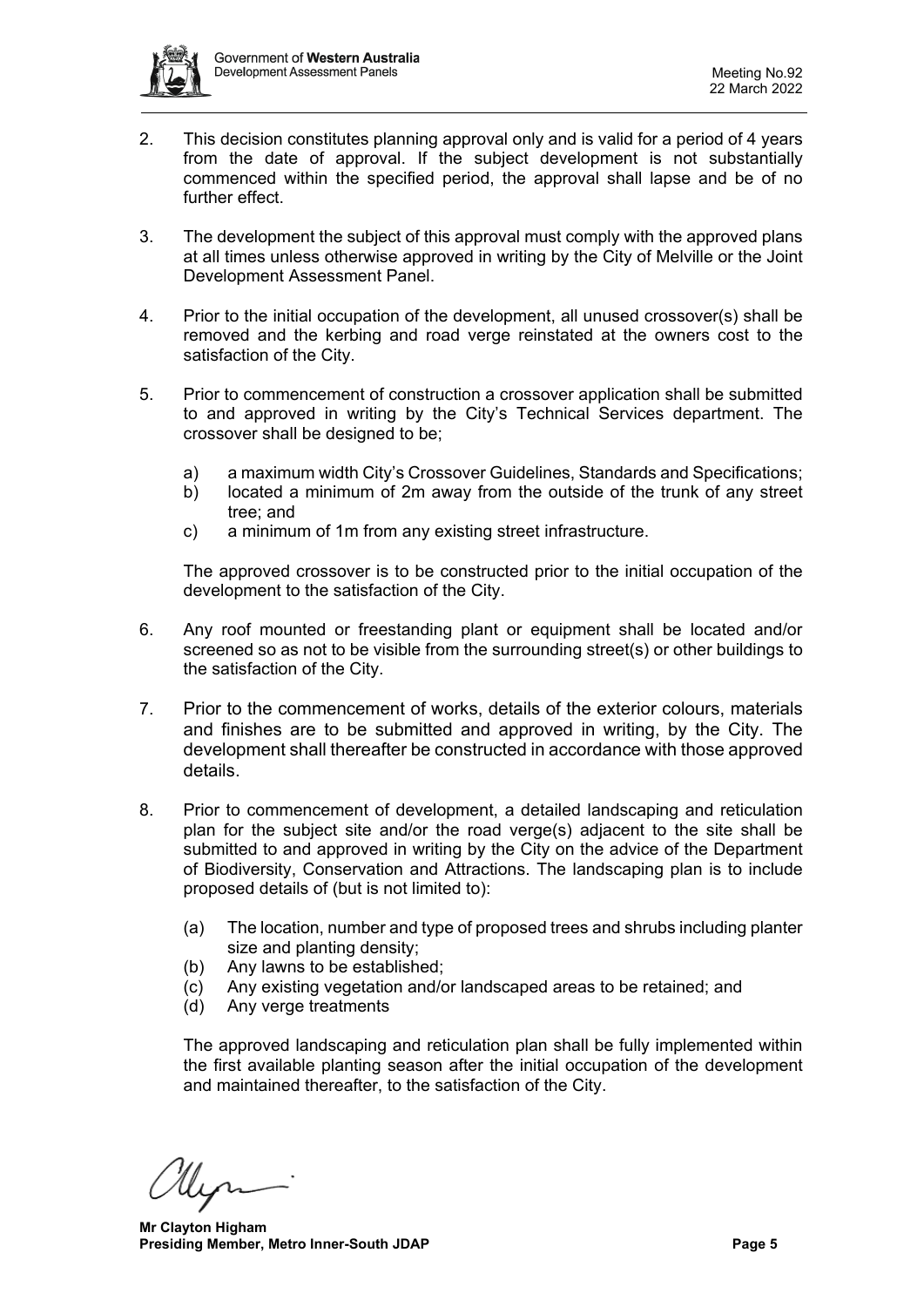2. This decision constitutes planning approval only and is valid for a period of 4 years from the date of approval. If the subject development is not substantially commenced within the specified period, the approval shall lapse and be of no further effect.

3. The development the subject of this approval must comply with the approved plans at all times unless otherwise approved in writing by the City of Melville or the Joint Development Assessment Panel.

4. Prior to the initial occupation of the development, all unused crossover(s) shall be removed and the kerbing and road verge reinstated at the owners cost to the satisfaction of the City.

5. Prior to commencement of construction a crossover application shall be submitted to and approved in writing by the City's Technical Services department. The crossover shall be designed to be;

   a) a maximum width City's Crossover Guidelines, Standards and Specifications;
   b) located a minimum of 2m away from the outside of the trunk of any street tree; and
   c) a minimum of 1m from any existing street infrastructure.

   The approved crossover is to be constructed prior to the initial occupation of the development to the satisfaction of the City.

6. Any roof mounted or freestanding plant or equipment shall be located and/or screened so as not to be visible from the surrounding street(s) or other buildings to the satisfaction of the City.

7. Prior to the commencement of works, details of the exterior colours, materials and finishes are to be submitted and approved in writing, by the City. The development shall thereafter be constructed in accordance with those approved details.

8. Prior to commencement of development, a detailed landscaping and reticulation plan for the subject site and/or the road verge(s) adjacent to the site shall be submitted to and approved in writing by the City on the advice of the Department of Biodiversity, Conservation and Attractions. The landscaping plan is to include proposed details of (but is not limited to):

   (a) The location, number and type of proposed trees and shrubs including planter size and planting density;
   (b) Any lawns to be established;
   (c) Any existing vegetation and/or landscaped areas to be retained; and
   (d) Any verge treatments

   The approved landscaping and reticulation plan shall be fully implemented within the first available planting season after the initial occupation of the development and maintained thereafter, to the satisfaction of the City.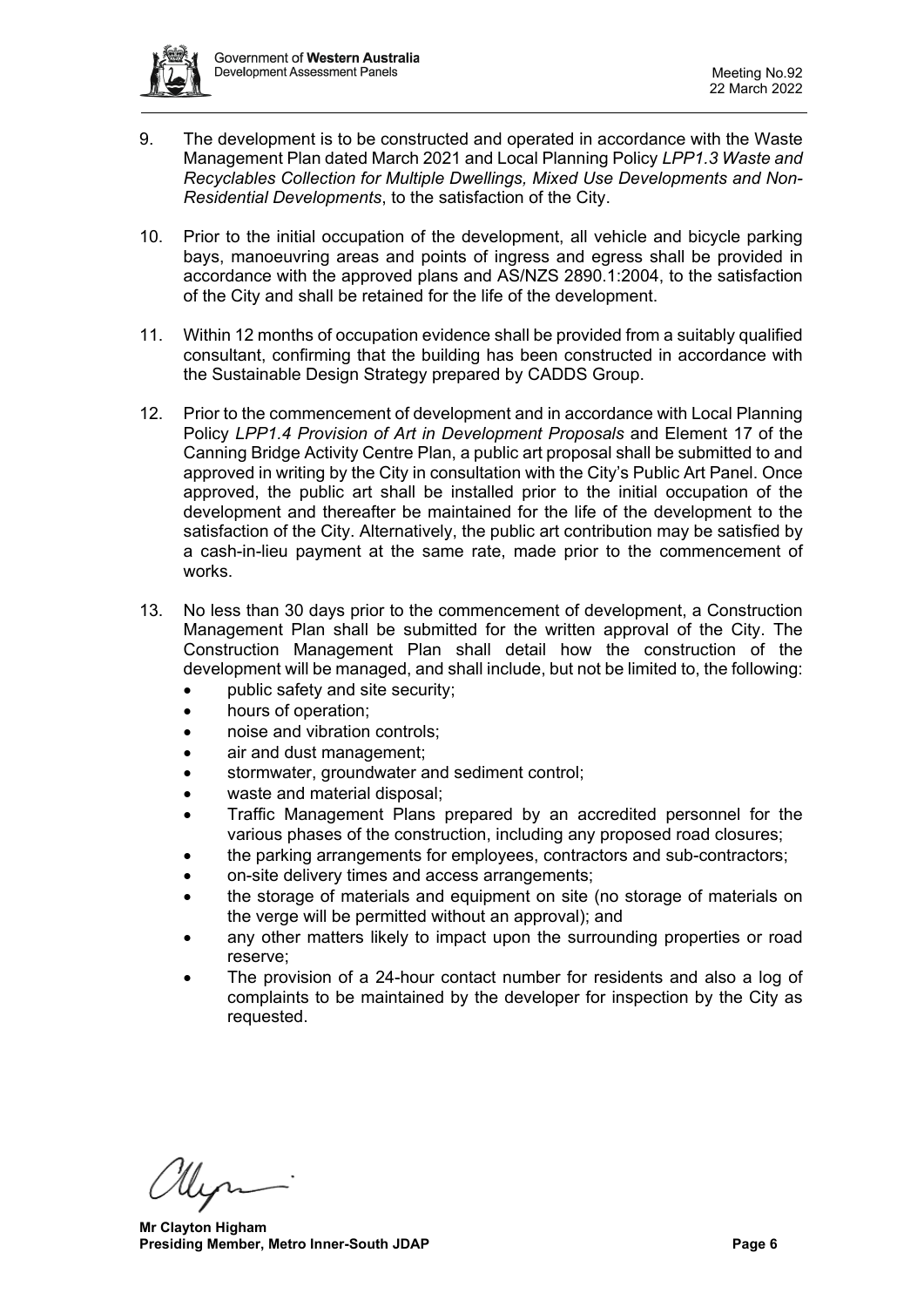9. The development is to be constructed and operated in accordance with the Waste Management Plan dated March 2021 and Local Planning Policy *LPP1.3 Waste and Recyclables Collection for Multiple Dwellings, Mixed Use Developments and Non-Residential Developments*, to the satisfaction of the City.

10. Prior to the initial occupation of the development, all vehicle and bicycle parking bays, manoeuvring areas and points of ingress and egress shall be provided in accordance with the approved plans and AS/NZS 2890.1:2004, to the satisfaction of the City and shall be retained for the life of the development.

11. Within 12 months of occupation evidence shall be provided from a suitably qualified consultant, confirming that the building has been constructed in accordance with the Sustainable Design Strategy prepared by CADDS Group.

12. Prior to the commencement of development and in accordance with Local Planning Policy *LPP1.4 Provision of Art in Development Proposals* and Element 17 of the Canning Bridge Activity Centre Plan, a public art proposal shall be submitted to and approved in writing by the City in consultation with the City's Public Art Panel. Once approved, the public art shall be installed prior to the initial occupation of the development and thereafter be maintained for the life of the development to the satisfaction of the City. Alternatively, the public art contribution may be satisfied by a cash-in-lieu payment at the same rate, made prior to the commencement of works.

13. No less than 30 days prior to the commencement of development, a Construction Management Plan shall be submitted for the written approval of the City. The Construction Management Plan shall detail how the construction of the development will be managed, and shall include, but not be limited to, the following:
    - public safety and site security;
    - hours of operation;
    - noise and vibration controls;
    - air and dust management;
    - stormwater, groundwater and sediment control;
    - waste and material disposal;
    - Traffic Management Plans prepared by an accredited personnel for the various phases of the construction, including any proposed road closures;
    - the parking arrangements for employees, contractors and sub-contractors;
    - on-site delivery times and access arrangements;
    - the storage of materials and equipment on site (no storage of materials on the verge will be permitted without an approval); and
    - any other matters likely to impact upon the surrounding properties or road reserve;
    - The provision of a 24-hour contact number for residents and also a log of complaints to be maintained by the developer for inspection by the City as requested.

**Mr Clayton Higham**
**Presiding Member, Metro Inner-South JDAP**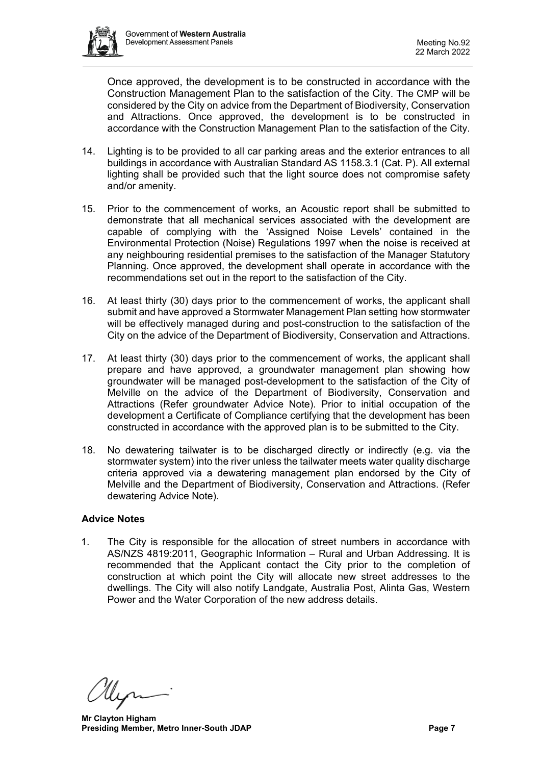Once approved, the development is to be constructed in accordance with the Construction Management Plan to the satisfaction of the City. The CMP will be considered by the City on advice from the Department of Biodiversity, Conservation and Attractions. Once approved, the development is to be constructed in accordance with the Construction Management Plan to the satisfaction of the City.

14. Lighting is to be provided to all car parking areas and the exterior entrances to all buildings in accordance with Australian Standard AS 1158.3.1 (Cat. P). All external lighting shall be provided such that the light source does not compromise safety and/or amenity.

15. Prior to the commencement of works, an Acoustic report shall be submitted to demonstrate that all mechanical services associated with the development are capable of complying with the 'Assigned Noise Levels' contained in the Environmental Protection (Noise) Regulations 1997 when the noise is received at any neighbouring residential premises to the satisfaction of the Manager Statutory Planning. Once approved, the development shall operate in accordance with the recommendations set out in the report to the satisfaction of the City.

16. At least thirty (30) days prior to the commencement of works, the applicant shall submit and have approved a Stormwater Management Plan setting how stormwater will be effectively managed during and post-construction to the satisfaction of the City on the advice of the Department of Biodiversity, Conservation and Attractions.

17. At least thirty (30) days prior to the commencement of works, the applicant shall prepare and have approved, a groundwater management plan showing how groundwater will be managed post-development to the satisfaction of the City of Melville on the advice of the Department of Biodiversity, Conservation and Attractions (Refer groundwater Advice Note). Prior to initial occupation of the development a Certificate of Compliance certifying that the development has been constructed in accordance with the approved plan is to be submitted to the City.

18. No dewatering tailwater is to be discharged directly or indirectly (e.g. via the stormwater system) into the river unless the tailwater meets water quality discharge criteria approved via a dewatering management plan endorsed by the City of Melville and the Department of Biodiversity, Conservation and Attractions. (Refer dewatering Advice Note).

**Advice Notes**

1. The City is responsible for the allocation of street numbers in accordance with AS/NZS 4819:2011, Geographic Information – Rural and Urban Addressing. It is recommended that the Applicant contact the City prior to the completion of construction at which point the City will allocate new street addresses to the dwellings. The City will also notify Landgate, Australia Post, Alinta Gas, Western Power and the Water Corporation of the new address details.

**Mr Clayton Higham**
**Presiding Member, Metro Inner-South JDAP**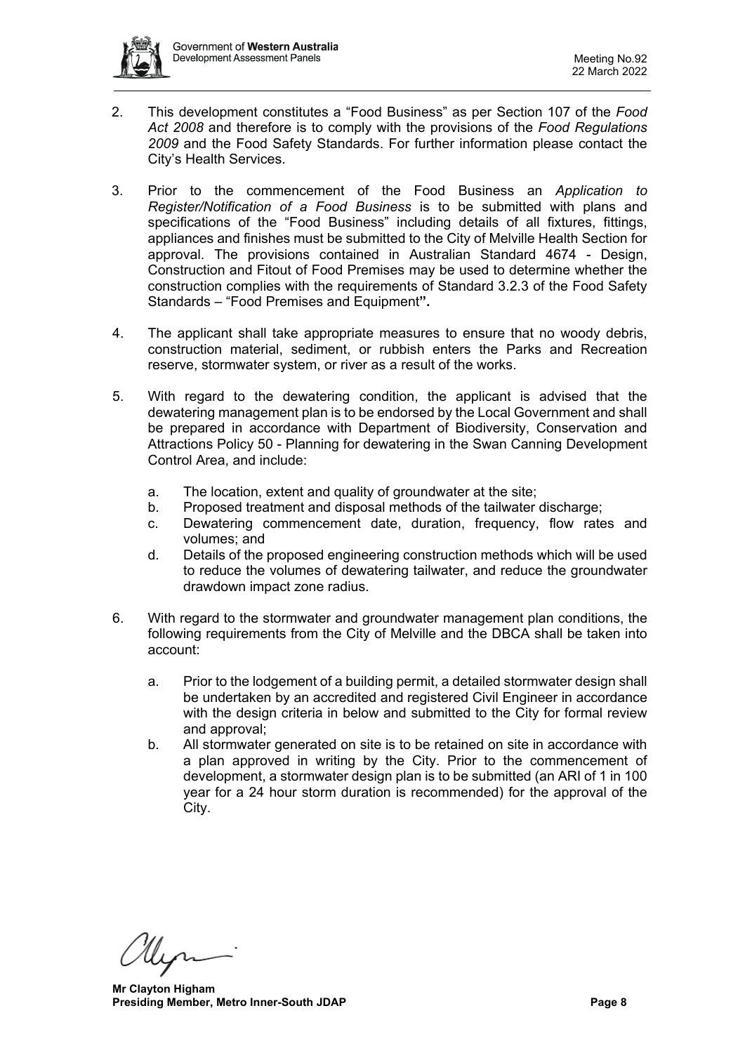2. This development constitutes a "Food Business" as per Section 107 of the *Food Act 2008* and therefore is to comply with the provisions of the *Food Regulations 2009* and the Food Safety Standards. For further information please contact the City's Health Services.

3. Prior to the commencement of the Food Business an *Application to Register/Notification of a Food Business* is to be submitted with plans and specifications of the "Food Business" including details of all fixtures, fittings, appliances and finishes must be submitted to the City of Melville Health Section for approval. The provisions contained in Australian Standard 4674 - Design, Construction and Fitout of Food Premises may be used to determine whether the construction complies with the requirements of Standard 3.2.3 of the Food Safety Standards – "Food Premises and Equipment**".**

4. The applicant shall take appropriate measures to ensure that no woody debris, construction material, sediment, or rubbish enters the Parks and Recreation reserve, stormwater system, or river as a result of the works.

5. With regard to the dewatering condition, the applicant is advised that the dewatering management plan is to be endorsed by the Local Government and shall be prepared in accordance with Department of Biodiversity, Conservation and Attractions Policy 50 - Planning for dewatering in the Swan Canning Development Control Area, and include:

   a. The location, extent and quality of groundwater at the site;
   b. Proposed treatment and disposal methods of the tailwater discharge;
   c. Dewatering commencement date, duration, frequency, flow rates and volumes; and
   d. Details of the proposed engineering construction methods which will be used to reduce the volumes of dewatering tailwater, and reduce the groundwater drawdown impact zone radius.

6. With regard to the stormwater and groundwater management plan conditions, the following requirements from the City of Melville and the DBCA shall be taken into account:

   a. Prior to the lodgement of a building permit, a detailed stormwater design shall be undertaken by an accredited and registered Civil Engineer in accordance with the design criteria in below and submitted to the City for formal review and approval;
   b. All stormwater generated on site is to be retained on site in accordance with a plan approved in writing by the City. Prior to the commencement of development, a stormwater design plan is to be submitted (an ARI of 1 in 100 year for a 24 hour storm duration is recommended) for the approval of the City.

**Mr Clayton Higham**
**Presiding Member, Metro Inner-South JDAP**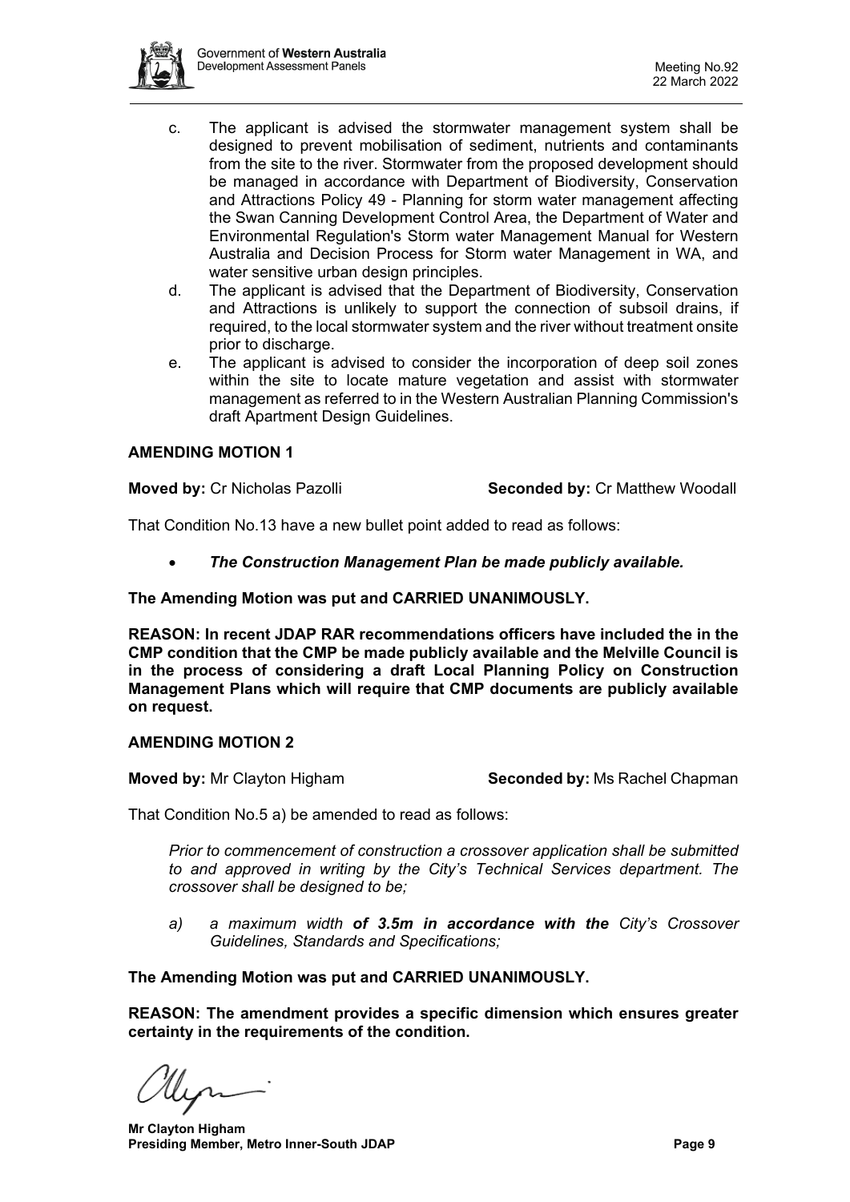c. The applicant is advised the stormwater management system shall be designed to prevent mobilisation of sediment, nutrients and contaminants from the site to the river. Stormwater from the proposed development should be managed in accordance with Department of Biodiversity, Conservation and Attractions Policy 49 - Planning for storm water management affecting the Swan Canning Development Control Area, the Department of Water and Environmental Regulation's Storm water Management Manual for Western Australia and Decision Process for Storm water Management in WA, and water sensitive urban design principles.

d. The applicant is advised that the Department of Biodiversity, Conservation and Attractions is unlikely to support the connection of subsoil drains, if required, to the local stormwater system and the river without treatment onsite prior to discharge.

e. The applicant is advised to consider the incorporation of deep soil zones within the site to locate mature vegetation and assist with stormwater management as referred to in the Western Australian Planning Commission's draft Apartment Design Guidelines.

**AMENDING MOTION 1**

**Moved by:** Cr Nicholas Pazolli **Seconded by:** Cr Matthew Woodall

That Condition No.13 have a new bullet point added to read as follows:

- ***The Construction Management Plan be made publicly available.***

**The Amending Motion was put and CARRIED UNANIMOUSLY.**

**REASON: In recent JDAP RAR recommendations officers have included the in the CMP condition that the CMP be made publicly available and the Melville Council is in the process of considering a draft Local Planning Policy on Construction Management Plans which will require that CMP documents are publicly available on request.**

**AMENDING MOTION 2**

**Moved by:** Mr Clayton Higham **Seconded by:** Ms Rachel Chapman

That Condition No.5 a) be amended to read as follows:

*Prior to commencement of construction a crossover application shall be submitted to and approved in writing by the City's Technical Services department. The crossover shall be designed to be;*

*a) a maximum width* ***of 3.5m in accordance with the*** *City's Crossover Guidelines, Standards and Specifications;*

**The Amending Motion was put and CARRIED UNANIMOUSLY.**

**REASON: The amendment provides a specific dimension which ensures greater certainty in the requirements of the condition.**

**Mr Clayton Higham**
**Presiding Member, Metro Inner-South JDAP**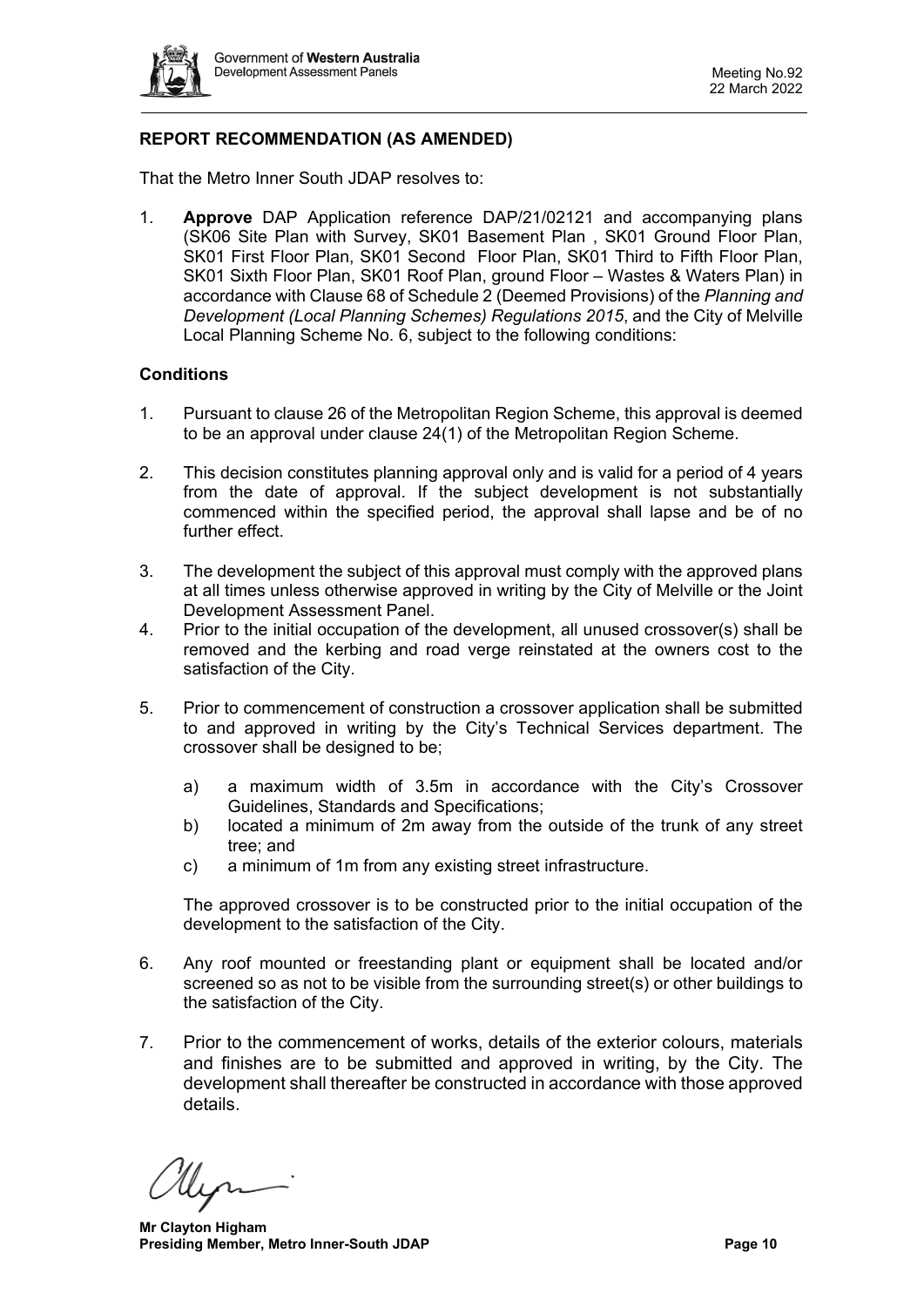**REPORT RECOMMENDATION (AS AMENDED)**

That the Metro Inner South JDAP resolves to:

1. **Approve** DAP Application reference DAP/21/02121 and accompanying plans (SK06 Site Plan with Survey, SK01 Basement Plan , SK01 Ground Floor Plan, SK01 First Floor Plan, SK01 Second Floor Plan, SK01 Third to Fifth Floor Plan, SK01 Sixth Floor Plan, SK01 Roof Plan, ground Floor – Wastes & Waters Plan) in accordance with Clause 68 of Schedule 2 (Deemed Provisions) of the *Planning and Development (Local Planning Schemes) Regulations 2015*, and the City of Melville Local Planning Scheme No. 6, subject to the following conditions:

**Conditions**

1. Pursuant to clause 26 of the Metropolitan Region Scheme, this approval is deemed to be an approval under clause 24(1) of the Metropolitan Region Scheme.

2. This decision constitutes planning approval only and is valid for a period of 4 years from the date of approval. If the subject development is not substantially commenced within the specified period, the approval shall lapse and be of no further effect.

3. The development the subject of this approval must comply with the approved plans at all times unless otherwise approved in writing by the City of Melville or the Joint Development Assessment Panel.

4. Prior to the initial occupation of the development, all unused crossover(s) shall be removed and the kerbing and road verge reinstated at the owners cost to the satisfaction of the City.

5. Prior to commencement of construction a crossover application shall be submitted to and approved in writing by the City's Technical Services department. The crossover shall be designed to be;

   a) a maximum width of 3.5m in accordance with the City's Crossover Guidelines, Standards and Specifications;
   b) located a minimum of 2m away from the outside of the trunk of any street tree; and
   c) a minimum of 1m from any existing street infrastructure.

   The approved crossover is to be constructed prior to the initial occupation of the development to the satisfaction of the City.

6. Any roof mounted or freestanding plant or equipment shall be located and/or screened so as not to be visible from the surrounding street(s) or other buildings to the satisfaction of the City.

7. Prior to the commencement of works, details of the exterior colours, materials and finishes are to be submitted and approved in writing, by the City. The development shall thereafter be constructed in accordance with those approved details.

**Mr Clayton Higham**
**Presiding Member, Metro Inner-South JDAP**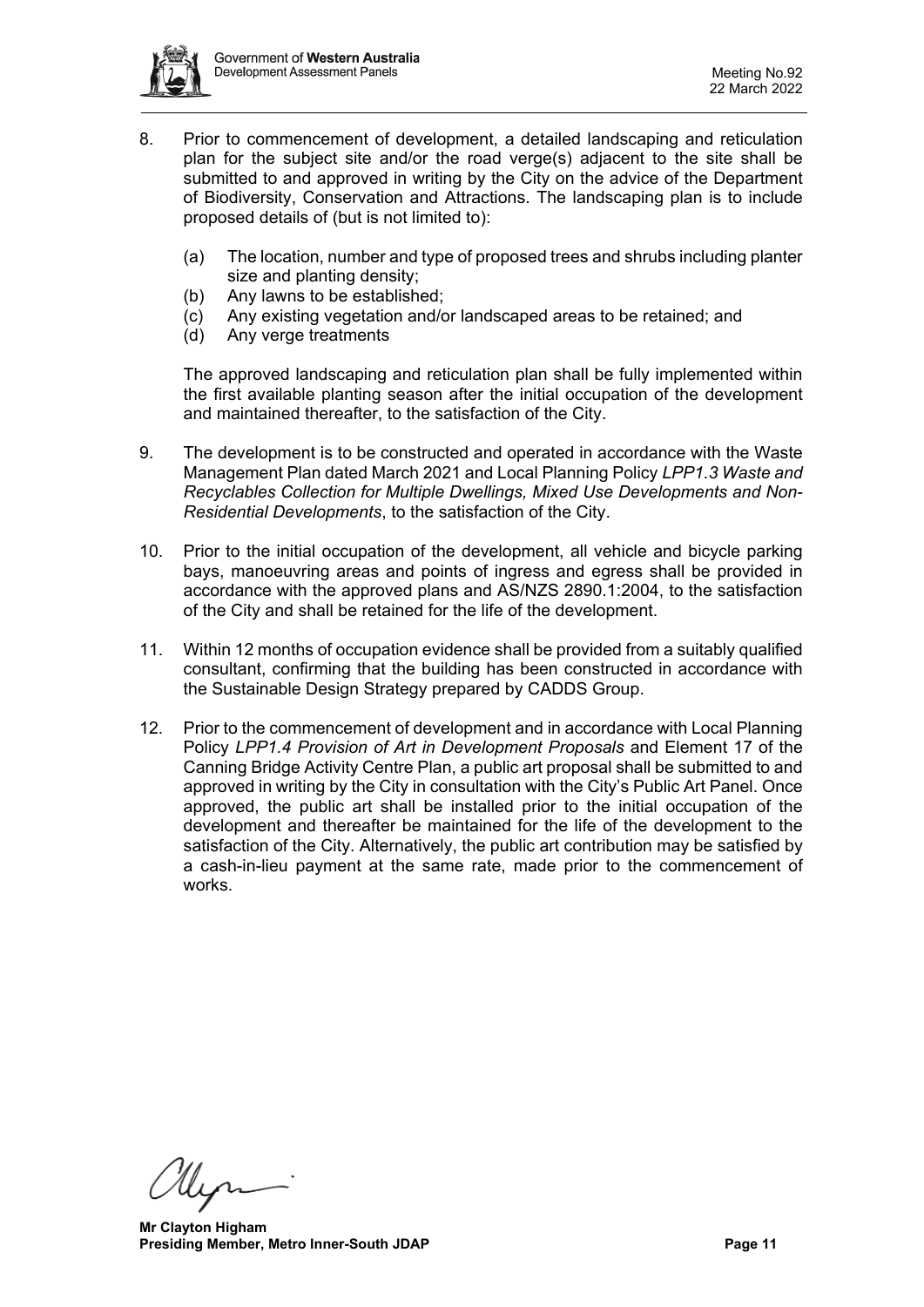8. Prior to commencement of development, a detailed landscaping and reticulation plan for the subject site and/or the road verge(s) adjacent to the site shall be submitted to and approved in writing by the City on the advice of the Department of Biodiversity, Conservation and Attractions. The landscaping plan is to include proposed details of (but is not limited to):

   (a) The location, number and type of proposed trees and shrubs including planter size and planting density;
   (b) Any lawns to be established;
   (c) Any existing vegetation and/or landscaped areas to be retained; and
   (d) Any verge treatments

   The approved landscaping and reticulation plan shall be fully implemented within the first available planting season after the initial occupation of the development and maintained thereafter, to the satisfaction of the City.

9. The development is to be constructed and operated in accordance with the Waste Management Plan dated March 2021 and Local Planning Policy *LPP1.3 Waste and Recyclables Collection for Multiple Dwellings, Mixed Use Developments and Non-Residential Developments*, to the satisfaction of the City.

10. Prior to the initial occupation of the development, all vehicle and bicycle parking bays, manoeuvring areas and points of ingress and egress shall be provided in accordance with the approved plans and AS/NZS 2890.1:2004, to the satisfaction of the City and shall be retained for the life of the development.

11. Within 12 months of occupation evidence shall be provided from a suitably qualified consultant, confirming that the building has been constructed in accordance with the Sustainable Design Strategy prepared by CADDS Group.

12. Prior to the commencement of development and in accordance with Local Planning Policy *LPP1.4 Provision of Art in Development Proposals* and Element 17 of the Canning Bridge Activity Centre Plan, a public art proposal shall be submitted to and approved in writing by the City in consultation with the City's Public Art Panel. Once approved, the public art shall be installed prior to the initial occupation of the development and thereafter be maintained for the life of the development to the satisfaction of the City. Alternatively, the public art contribution may be satisfied by a cash-in-lieu payment at the same rate, made prior to the commencement of works.

**Mr Clayton Higham**
**Presiding Member, Metro Inner-South JDAP**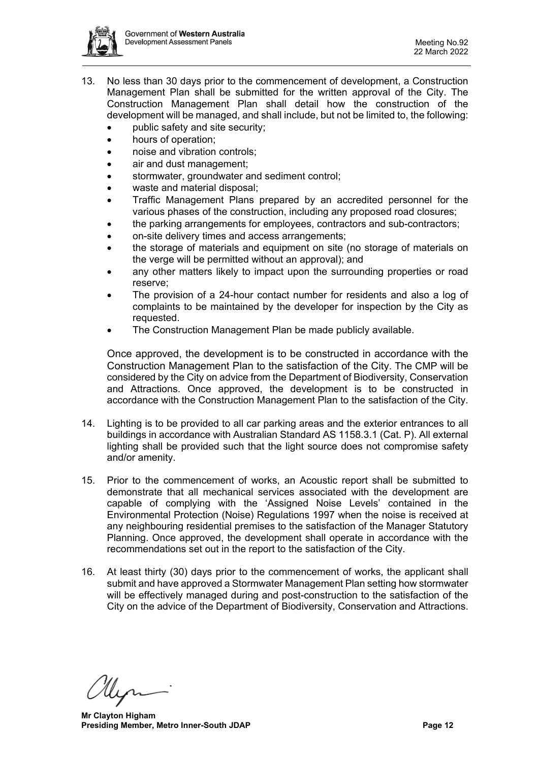13. No less than 30 days prior to the commencement of development, a Construction Management Plan shall be submitted for the written approval of the City. The Construction Management Plan shall detail how the construction of the development will be managed, and shall include, but not be limited to, the following:
    - public safety and site security;
    - hours of operation;
    - noise and vibration controls;
    - air and dust management;
    - stormwater, groundwater and sediment control;
    - waste and material disposal;
    - Traffic Management Plans prepared by an accredited personnel for the various phases of the construction, including any proposed road closures;
    - the parking arrangements for employees, contractors and sub-contractors;
    - on-site delivery times and access arrangements;
    - the storage of materials and equipment on site (no storage of materials on the verge will be permitted without an approval); and
    - any other matters likely to impact upon the surrounding properties or road reserve;
    - The provision of a 24-hour contact number for residents and also a log of complaints to be maintained by the developer for inspection by the City as requested.
    - The Construction Management Plan be made publicly available.

    Once approved, the development is to be constructed in accordance with the Construction Management Plan to the satisfaction of the City. The CMP will be considered by the City on advice from the Department of Biodiversity, Conservation and Attractions. Once approved, the development is to be constructed in accordance with the Construction Management Plan to the satisfaction of the City.

14. Lighting is to be provided to all car parking areas and the exterior entrances to all buildings in accordance with Australian Standard AS 1158.3.1 (Cat. P). All external lighting shall be provided such that the light source does not compromise safety and/or amenity.

15. Prior to the commencement of works, an Acoustic report shall be submitted to demonstrate that all mechanical services associated with the development are capable of complying with the 'Assigned Noise Levels' contained in the Environmental Protection (Noise) Regulations 1997 when the noise is received at any neighbouring residential premises to the satisfaction of the Manager Statutory Planning. Once approved, the development shall operate in accordance with the recommendations set out in the report to the satisfaction of the City.

16. At least thirty (30) days prior to the commencement of works, the applicant shall submit and have approved a Stormwater Management Plan setting how stormwater will be effectively managed during and post-construction to the satisfaction of the City on the advice of the Department of Biodiversity, Conservation and Attractions.

**Mr Clayton Higham**
**Presiding Member, Metro Inner-South JDAP**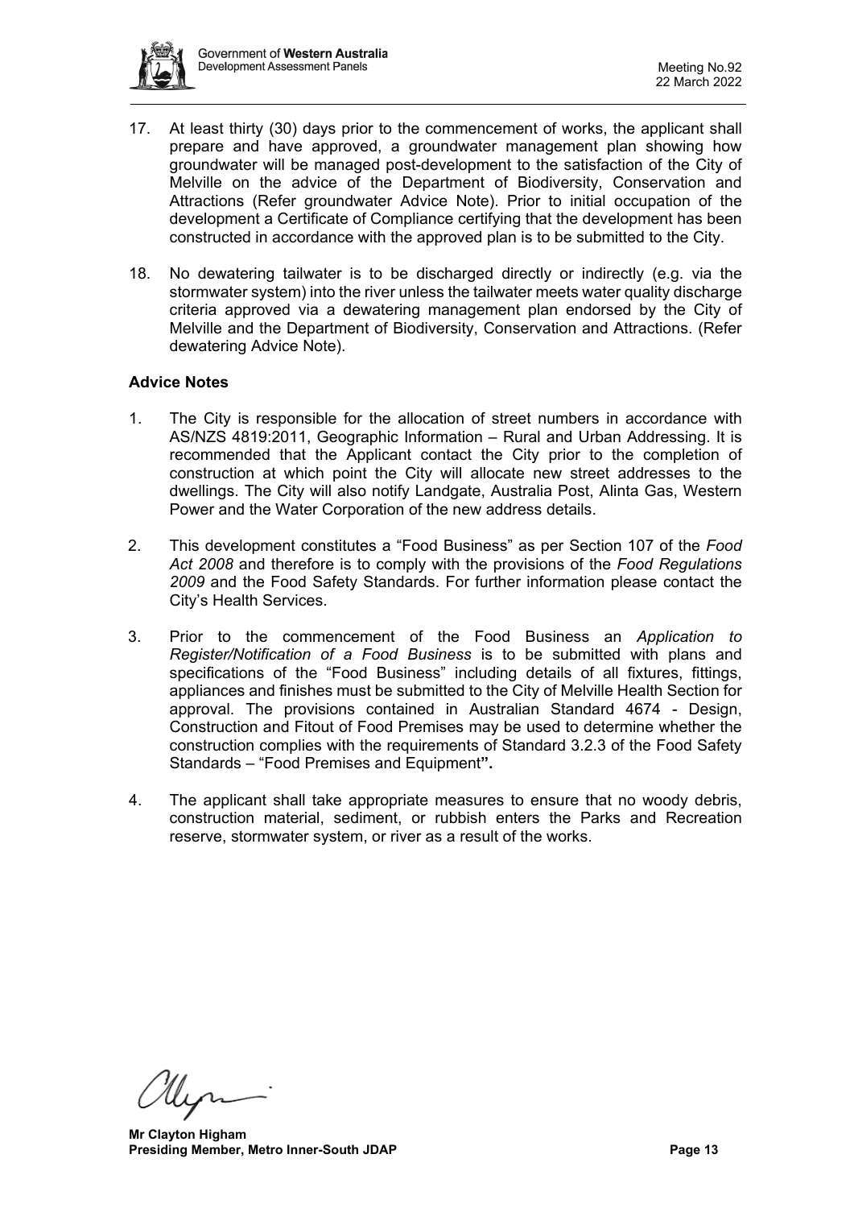17. At least thirty (30) days prior to the commencement of works, the applicant shall prepare and have approved, a groundwater management plan showing how groundwater will be managed post-development to the satisfaction of the City of Melville on the advice of the Department of Biodiversity, Conservation and Attractions (Refer groundwater Advice Note). Prior to initial occupation of the development a Certificate of Compliance certifying that the development has been constructed in accordance with the approved plan is to be submitted to the City.

18. No dewatering tailwater is to be discharged directly or indirectly (e.g. via the stormwater system) into the river unless the tailwater meets water quality discharge criteria approved via a dewatering management plan endorsed by the City of Melville and the Department of Biodiversity, Conservation and Attractions. (Refer dewatering Advice Note).

**Advice Notes**

1. The City is responsible for the allocation of street numbers in accordance with AS/NZS 4819:2011, Geographic Information – Rural and Urban Addressing. It is recommended that the Applicant contact the City prior to the completion of construction at which point the City will allocate new street addresses to the dwellings. The City will also notify Landgate, Australia Post, Alinta Gas, Western Power and the Water Corporation of the new address details.

2. This development constitutes a "Food Business" as per Section 107 of the *Food Act 2008* and therefore is to comply with the provisions of the *Food Regulations 2009* and the Food Safety Standards. For further information please contact the City's Health Services.

3. Prior to the commencement of the Food Business an *Application to Register/Notification of a Food Business* is to be submitted with plans and specifications of the "Food Business" including details of all fixtures, fittings, appliances and finishes must be submitted to the City of Melville Health Section for approval. The provisions contained in Australian Standard 4674 - Design, Construction and Fitout of Food Premises may be used to determine whether the construction complies with the requirements of Standard 3.2.3 of the Food Safety Standards – "Food Premises and Equipment**".**

4. The applicant shall take appropriate measures to ensure that no woody debris, construction material, sediment, or rubbish enters the Parks and Recreation reserve, stormwater system, or river as a result of the works.

**Mr Clayton Higham**
**Presiding Member, Metro Inner-South JDAP**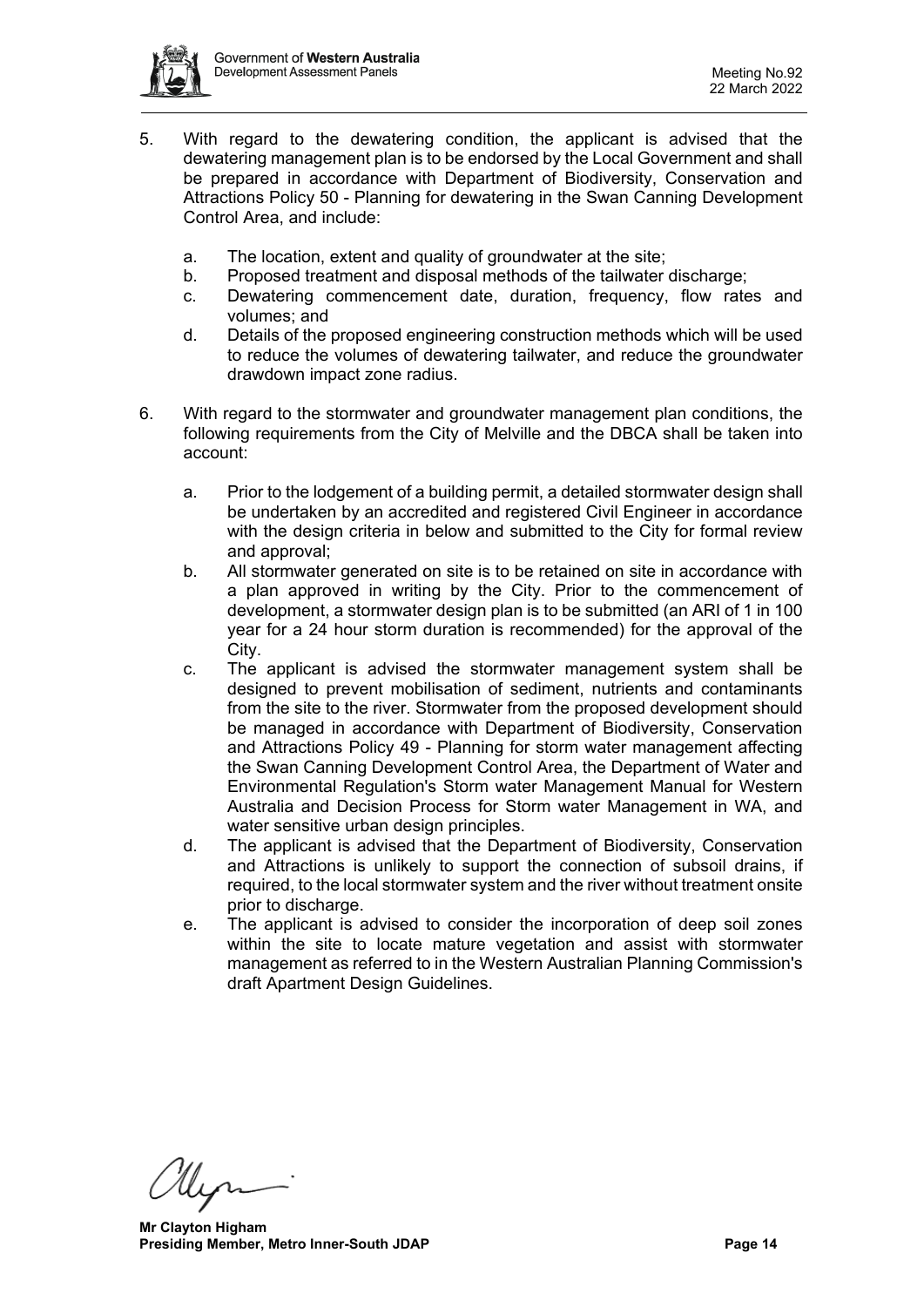5. With regard to the dewatering condition, the applicant is advised that the dewatering management plan is to be endorsed by the Local Government and shall be prepared in accordance with Department of Biodiversity, Conservation and Attractions Policy 50 - Planning for dewatering in the Swan Canning Development Control Area, and include:

    a. The location, extent and quality of groundwater at the site;
    b. Proposed treatment and disposal methods of the tailwater discharge;
    c. Dewatering commencement date, duration, frequency, flow rates and volumes; and
    d. Details of the proposed engineering construction methods which will be used to reduce the volumes of dewatering tailwater, and reduce the groundwater drawdown impact zone radius.

6. With regard to the stormwater and groundwater management plan conditions, the following requirements from the City of Melville and the DBCA shall be taken into account:

    a. Prior to the lodgement of a building permit, a detailed stormwater design shall be undertaken by an accredited and registered Civil Engineer in accordance with the design criteria in below and submitted to the City for formal review and approval;
    b. All stormwater generated on site is to be retained on site in accordance with a plan approved in writing by the City. Prior to the commencement of development, a stormwater design plan is to be submitted (an ARI of 1 in 100 year for a 24 hour storm duration is recommended) for the approval of the City.
    c. The applicant is advised the stormwater management system shall be designed to prevent mobilisation of sediment, nutrients and contaminants from the site to the river. Stormwater from the proposed development should be managed in accordance with Department of Biodiversity, Conservation and Attractions Policy 49 - Planning for storm water management affecting the Swan Canning Development Control Area, the Department of Water and Environmental Regulation's Storm water Management Manual for Western Australia and Decision Process for Storm water Management in WA, and water sensitive urban design principles.
    d. The applicant is advised that the Department of Biodiversity, Conservation and Attractions is unlikely to support the connection of subsoil drains, if required, to the local stormwater system and the river without treatment onsite prior to discharge.
    e. The applicant is advised to consider the incorporation of deep soil zones within the site to locate mature vegetation and assist with stormwater management as referred to in the Western Australian Planning Commission's draft Apartment Design Guidelines.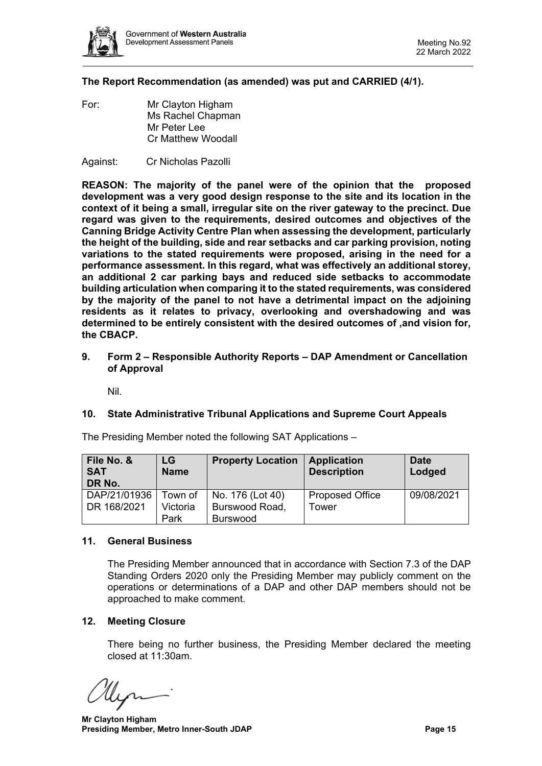**The Report Recommendation (as amended) was put and CARRIED (4/1).**

For: Mr Clayton Higham
Ms Rachel Chapman
Mr Peter Lee
Cr Matthew Woodall

Against: Cr Nicholas Pazolli

**REASON: The majority of the panel were of the opinion that the proposed development was a very good design response to the site and its location in the context of it being a small, irregular site on the river gateway to the precinct. Due regard was given to the requirements, desired outcomes and objectives of the Canning Bridge Activity Centre Plan when assessing the development, particularly the height of the building, side and rear setbacks and car parking provision, noting variations to the stated requirements were proposed, arising in the need for a performance assessment. In this regard, what was effectively an additional storey, an additional 2 car parking bays and reduced side setbacks to accommodate building articulation when comparing it to the stated requirements, was considered by the majority of the panel to not have a detrimental impact on the adjoining residents as it relates to privacy, overlooking and overshadowing and was determined to be entirely consistent with the desired outcomes of ,and vision for, the CBACP.**

## 9. Form 2 – Responsible Authority Reports – DAP Amendment or Cancellation of Approval

Nil.

## 10. State Administrative Tribunal Applications and Supreme Court Appeals

The Presiding Member noted the following SAT Applications –

| File No. & SAT DR No. | LG Name | Property Location | Application Description | Date Lodged |
|---|---|---|---|---|
| DAP/21/01936 DR 168/2021 | Town of Victoria Park | No. 176 (Lot 40) Burswood Road, Burswood | Proposed Office Tower | 09/08/2021 |

## 11. General Business

The Presiding Member announced that in accordance with Section 7.3 of the DAP Standing Orders 2020 only the Presiding Member may publicly comment on the operations or determinations of a DAP and other DAP members should not be approached to make comment.

## 12. Meeting Closure

There being no further business, the Presiding Member declared the meeting closed at 11:30am.

**Mr Clayton Higham**
**Presiding Member, Metro Inner-South JDAP**